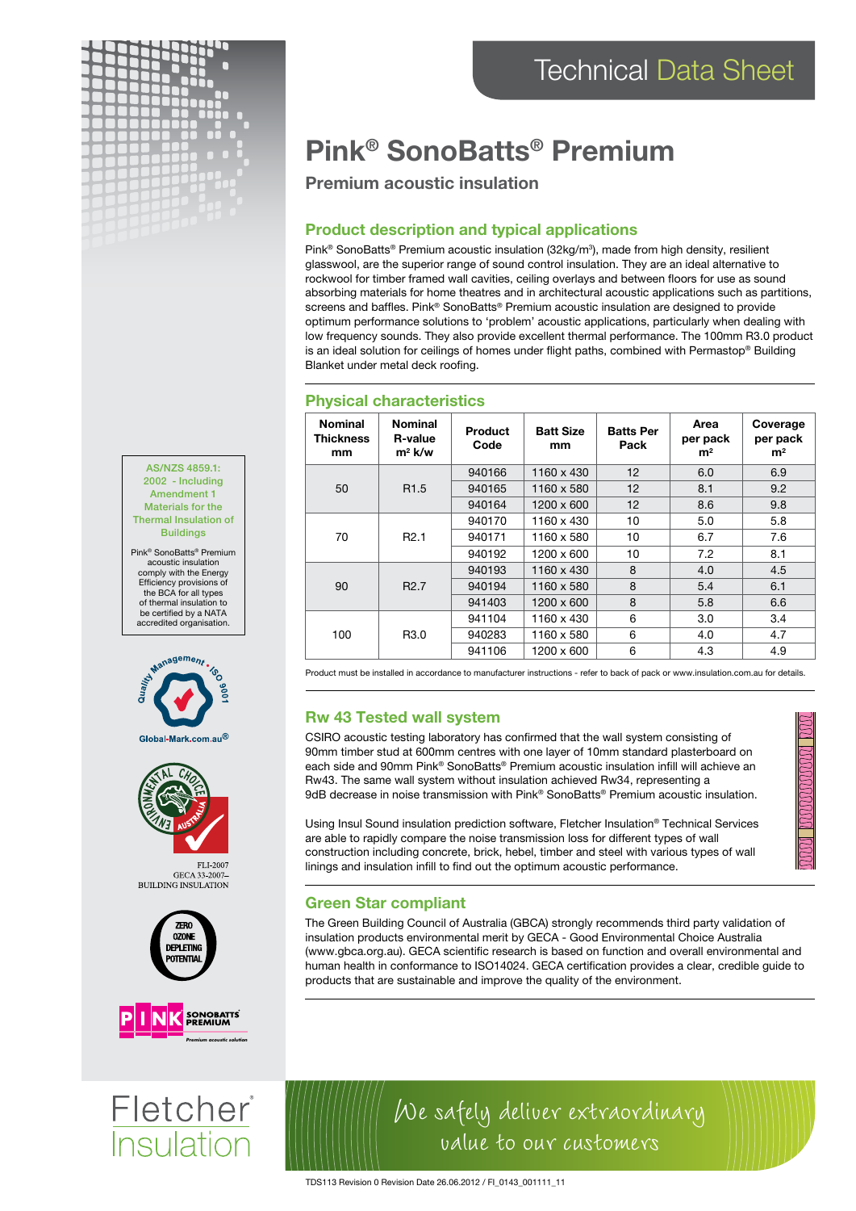Technical Data Sheet

# Pink® SonoBatts® Premium

## Premium acoustic insulation

### Product description and typical applications

Pink® SonoBatts® Premium acoustic insulation (32kg/m³), made from high density, resilient glasswool, are the superior range of sound control insulation. They are an ideal alternative to rockwool for timber framed wall cavities, ceiling overlays and between floors for use as sound absorbing materials for home theatres and in architectural acoustic applications such as partitions, screens and baffles. Pink® SonoBatts® Premium acoustic insulation are designed to provide optimum performance solutions to 'problem' acoustic applications, particularly when dealing with low frequency sounds. They also provide excellent thermal performance. The 100mm R3.0 product is an ideal solution for ceilings of homes under flight paths, combined with Permastop® Building Blanket under metal deck roofing.

### Physical characteristics

| Nominal Thickness mm | Nominal R-value m² k/w | Product Code | Batt Size mm | Batts Per Pack | Area per pack m² | Coverage per pack m² |
|---|---|---|---|---|---|---|
| 50 | R1.5 | 940166 | 1160 x 430 | 12 | 6.0 | 6.9 |
| | | 940165 | 1160 x 580 | 12 | 8.1 | 9.2 |
| | | 940164 | 1200 x 600 | 12 | 8.6 | 9.8 |
| 70 | R2.1 | 940170 | 1160 x 430 | 10 | 5.0 | 5.8 |
| | | 940171 | 1160 x 580 | 10 | 6.7 | 7.6 |
| | | 940192 | 1200 x 600 | 10 | 7.2 | 8.1 |
| 90 | R2.7 | 940193 | 1160 x 430 | 8 | 4.0 | 4.5 |
| | | 940194 | 1160 x 580 | 8 | 5.4 | 6.1 |
| | | 941403 | 1200 x 600 | 8 | 5.8 | 6.6 |
| 100 | R3.0 | 941104 | 1160 x 430 | 6 | 3.0 | 3.4 |
| | | 940283 | 1160 x 580 | 6 | 4.0 | 4.7 |
| | | 941106 | 1200 x 600 | 6 | 4.3 | 4.9 |

Product must be installed in accordance to manufacturer instructions - refer to back of pack or www.insulation.com.au for details.

### Rw 43 Tested wall system

CSIRO acoustic testing laboratory has confirmed that the wall system consisting of 90mm timber stud at 600mm centres with one layer of 10mm standard plasterboard on each side and 90mm Pink® SonoBatts® Premium acoustic insulation infill will achieve an Rw43. The same wall system without insulation achieved Rw34, representing a 9dB decrease in noise transmission with Pink® SonoBatts® Premium acoustic insulation.

Using Insul Sound insulation prediction software, Fletcher Insulation® Technical Services are able to rapidly compare the noise transmission loss for different types of wall construction including concrete, brick, hebel, timber and steel with various types of wall linings and insulation infill to find out the optimum acoustic performance.

### Green Star compliant

The Green Building Council of Australia (GBCA) strongly recommends third party validation of insulation products environmental merit by GECA - Good Environmental Choice Australia (www.gbca.org.au). GECA scientific research is based on function and overall environmental and human health in conformance to ISO14024. GECA certification provides a clear, credible guide to products that are sustainable and improve the quality of the environment.

**AS/NZS 4859.1: 2002 - Including Amendment 1 Materials for the Thermal Insulation of Buildings**

Pink® SonoBatts® Premium acoustic insulation comply with the Energy Efficiency provisions of the BCA for all types of thermal insulation to be certified by a NATA accredited organisation.

Quality Management ISO 9001
Global-Mark.com.au®

Environmental Choice Australia
FLI-2007
GECA 33-2007–
BUILDING INSULATION

ZERO OZONE DEPLETING POTENTIAL

PINK SONOBATTS PREMIUM
Premium acoustic solution

Fletcher Insulation

We safely deliver extraordinary value to our customers

TDS113 Revision 0 Revision Date 26.06.2012 / FI_0143_001111_11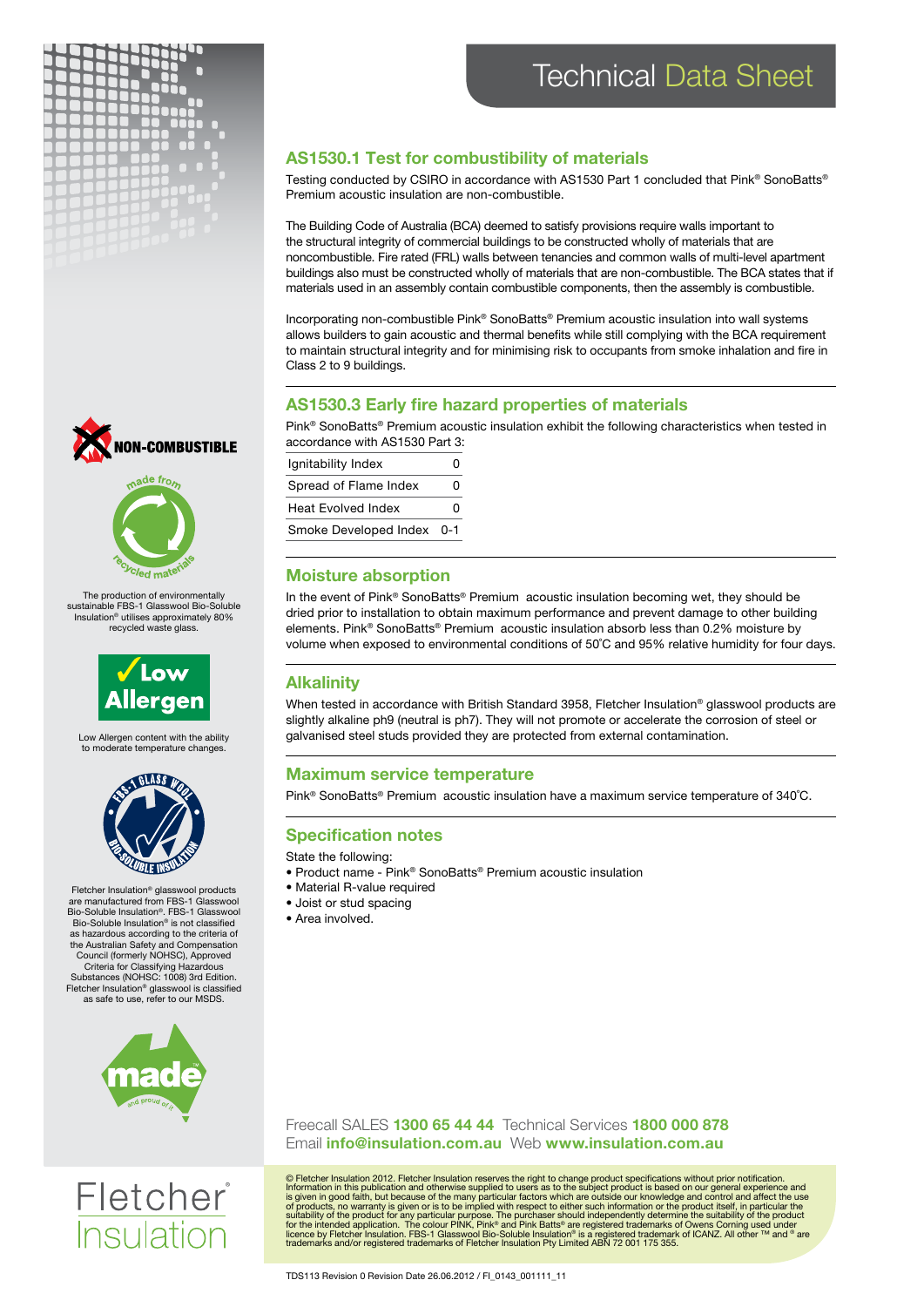# Technical Data Sheet

## AS1530.1 Test for combustibility of materials

Testing conducted by CSIRO in accordance with AS1530 Part 1 concluded that Pink® SonoBatts® Premium acoustic insulation are non-combustible.

The Building Code of Australia (BCA) deemed to satisfy provisions require walls important to the structural integrity of commercial buildings to be constructed wholly of materials that are noncombustible. Fire rated (FRL) walls between tenancies and common walls of multi-level apartment buildings also must be constructed wholly of materials that are non-combustible. The BCA states that if materials used in an assembly contain combustible components, then the assembly is combustible.

Incorporating non-combustible Pink® SonoBatts® Premium acoustic insulation into wall systems allows builders to gain acoustic and thermal benefits while still complying with the BCA requirement to maintain structural integrity and for minimising risk to occupants from smoke inhalation and fire in Class 2 to 9 buildings.

## AS1530.3 Early fire hazard properties of materials

Pink® SonoBatts® Premium acoustic insulation exhibit the following characteristics when tested in accordance with AS1530 Part 3:

| | |
|---|---|
| Ignitability Index | 0 |
| Spread of Flame Index | 0 |
| Heat Evolved Index | 0 |
| Smoke Developed Index | 0-1 |

## Moisture absorption

In the event of Pink® SonoBatts® Premium acoustic insulation becoming wet, they should be dried prior to installation to obtain maximum performance and prevent damage to other building elements. Pink® SonoBatts® Premium acoustic insulation absorb less than 0.2% moisture by volume when exposed to environmental conditions of 50˚C and 95% relative humidity for four days.

## Alkalinity

When tested in accordance with British Standard 3958, Fletcher Insulation® glasswool products are slightly alkaline ph9 (neutral is ph7). They will not promote or accelerate the corrosion of steel or galvanised steel studs provided they are protected from external contamination.

## Maximum service temperature

Pink® SonoBatts® Premium acoustic insulation have a maximum service temperature of 340˚C.

## Specification notes

State the following:

- Product name - Pink® SonoBatts® Premium acoustic insulation
- Material R-value required
- Joist or stud spacing
- Area involved.

NON-COMBUSTIBLE

made from recycled materials

The production of environmentally sustainable FBS-1 Glasswool Bio-Soluble Insulation® utilises approximately 80% recycled waste glass.

Low Allergen

Low Allergen content with the ability to moderate temperature changes.

FBS-1 GLASS WOOL BIO-SOLUBLE INSULATION

Fletcher Insulation® glasswool products are manufactured from FBS-1 Glasswool Bio-Soluble Insulation®. FBS-1 Glasswool Bio-Soluble Insulation® is not classified as hazardous according to the criteria of the Australian Safety and Compensation Council (formerly NOHSC), Approved Criteria for Classifying Hazardous Substances (NOHSC: 1008) 3rd Edition. Fletcher Insulation® glasswool is classified as safe to use, refer to our MSDS.

made and proud of it

Fletcher Insulation

Freecall SALES **1300 65 44 44** Technical Services **1800 000 878**
Email **info@insulation.com.au** Web **www.insulation.com.au**

© Fletcher Insulation 2012. Fletcher Insulation reserves the right to change product specifications without prior notification. Information in this publication and otherwise supplied to users as to the subject product is based on our general experience and is given in good faith, but because of the many particular factors which are outside our knowledge and control and affect the use of products, no warranty is given or is to be implied with respect to either such information or the product itself, in particular the suitability of the product for any particular purpose. The purchaser should independently determine the suitability of the product for the intended application. The colour PINK, Pink® and Pink Batts® are registered trademarks of Owens Corning used under licence by Fletcher Insulation. FBS-1 Glasswool Bio-Soluble Insulation® is a registered trademark of ICANZ. All other ™ and ® are trademarks and/or registered trademarks of Fletcher Insulation Pty Limited ABN 72 001 175 355.

TDS113 Revision 0 Revision Date 26.06.2012 / FI_0143_001111_11